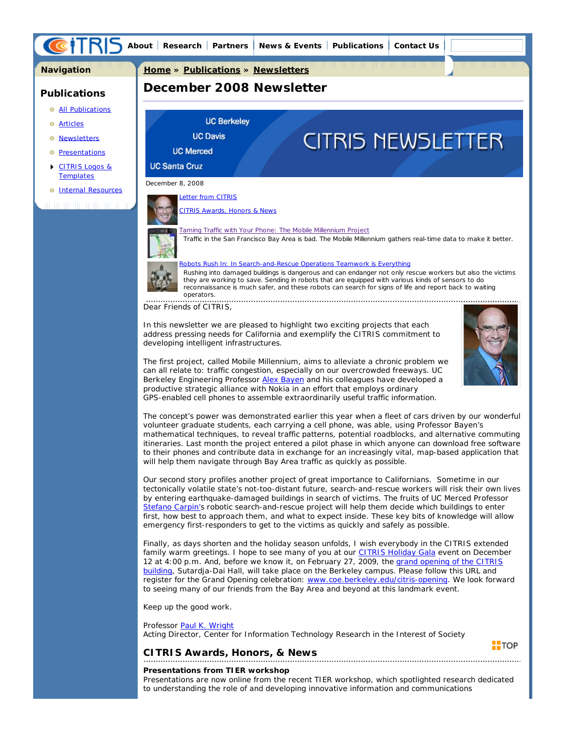About | Research | Partners | News & Events | Publications | Contact Us

**Navigation**

## Publications

- All Publications
- Articles
- Newsletters
- Presentations
- CITRIS Logos & Templates
- Internal Resources

**Home » Publications » Newsletters**

# December 2008 Newsletter

UC Berkeley
UC Davis
UC Merced
UC Santa Cruz

CITRIS NEWSLETTER

December 8, 2008

Letter from CITRIS

CITRIS Awards, Honors & News

Taming Traffic with Your Phone: The Mobile Millennium Project
Traffic in the San Francisco Bay Area is bad. The Mobile Millennium gathers real-time data to make it better.

Robots Rush In: In Search-and-Rescue Operations Teamwork is Everything
Rushing into damaged buildings is dangerous and can endanger not only rescue workers but also the victims they are working to save. Sending in robots that are equipped with various kinds of sensors to do reconnaissance is much safer, and these robots can search for signs of life and report back to waiting operators.

Dear Friends of CITRIS,

In this newsletter we are pleased to highlight two exciting projects that each address pressing needs for California and exemplify the CITRIS commitment to developing intelligent infrastructures.

The first project, called Mobile Millennium, aims to alleviate a chronic problem we can all relate to: traffic congestion, especially on our overcrowded freeways. UC Berkeley Engineering Professor Alex Bayen and his colleagues have developed a productive strategic alliance with Nokia in an effort that employs ordinary GPS-enabled cell phones to assemble extraordinarily useful traffic information.

The concept's power was demonstrated earlier this year when a fleet of cars driven by our wonderful volunteer graduate students, each carrying a cell phone, was able, using Professor Bayen's mathematical techniques, to reveal traffic patterns, potential roadblocks, and alternative commuting itineraries. Last month the project entered a pilot phase in which anyone can download free software to their phones and contribute data in exchange for an increasingly vital, map-based application that will help them navigate through Bay Area traffic as quickly as possible.

Our second story profiles another project of great importance to Californians. Sometime in our tectonically volatile state's not-too-distant future, search-and-rescue workers will risk their own lives by entering earthquake-damaged buildings in search of victims. The fruits of UC Merced Professor Stefano Carpin's robotic search-and-rescue project will help them decide which buildings to enter first, how best to approach them, and what to expect inside. These key bits of knowledge will allow emergency first-responders to get to the victims as quickly and safely as possible.

Finally, as days shorten and the holiday season unfolds, I wish everybody in the CITRIS extended family warm greetings. I hope to see many of you at our CITRIS Holiday Gala event on December 12 at 4:00 p.m. And, before we know it, on February 27, 2009, the grand opening of the CITRIS building, Sutardja-Dai Hall, will take place on the Berkeley campus. Please follow this URL and register for the Grand Opening celebration: www.coe.berkeley.edu/citris-opening. We look forward to seeing many of our friends from the Bay Area and beyond at this landmark event.

Keep up the good work.

Professor Paul K. Wright
Acting Director, Center for Information Technology Research in the Interest of Society

TOP

## CITRIS Awards, Honors, & News

**Presentations from TIER workshop**
Presentations are now online from the recent TIER workshop, which spotlighted research dedicated to understanding the role of and developing innovative information and communications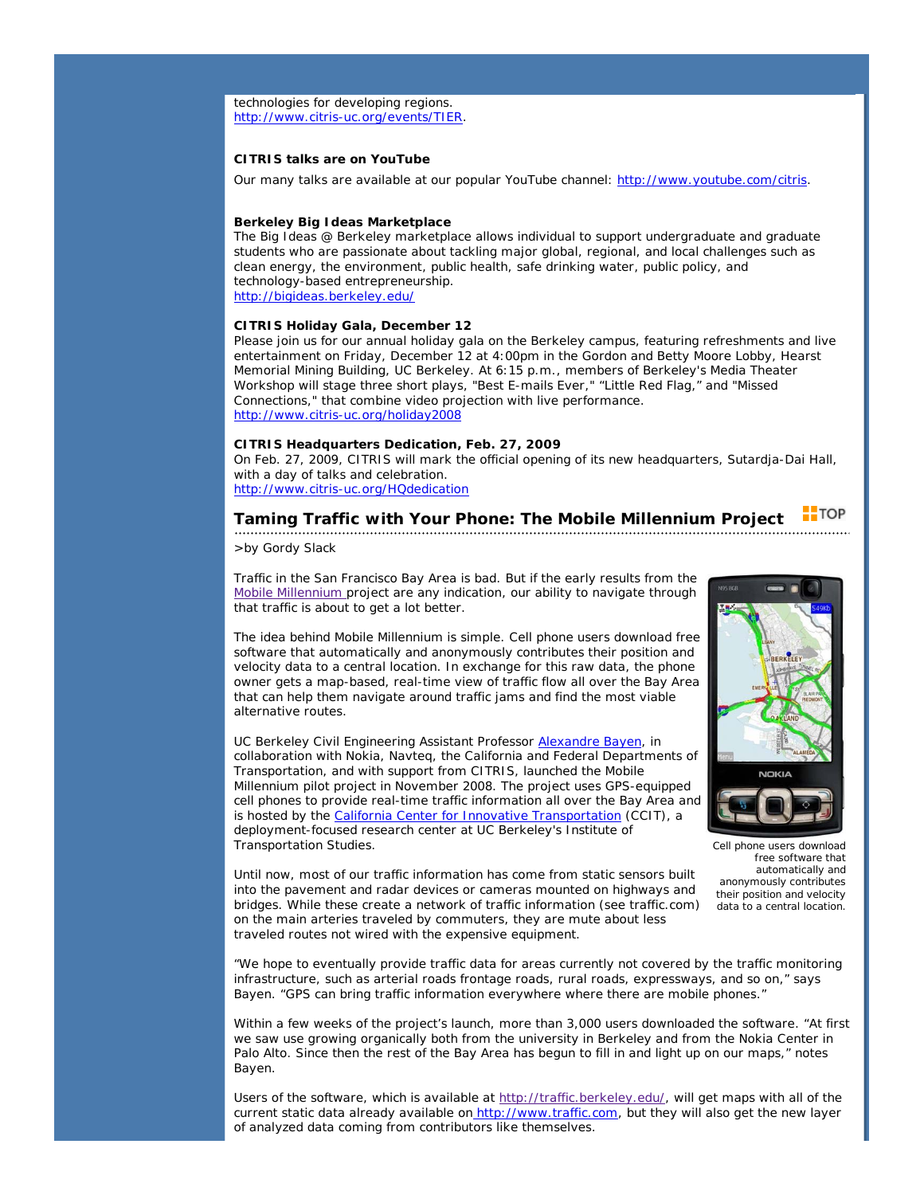technologies for developing regions.
http://www.citris-uc.org/events/TIER.

**CITRIS talks are on YouTube**

Our many talks are available at our popular YouTube channel: http://www.youtube.com/citris.

**Berkeley Big Ideas Marketplace**

The Big Ideas @ Berkeley marketplace allows individual to support undergraduate and graduate students who are passionate about tackling major global, regional, and local challenges such as clean energy, the environment, public health, safe drinking water, public policy, and technology-based entrepreneurship.
http://bigideas.berkeley.edu/

**CITRIS Holiday Gala, December 12**

Please join us for our annual holiday gala on the Berkeley campus, featuring refreshments and live entertainment on Friday, December 12 at 4:00pm in the Gordon and Betty Moore Lobby, Hearst Memorial Mining Building, UC Berkeley. At 6:15 p.m., members of Berkeley's Media Theater Workshop will stage three short plays, "Best E-mails Ever," "Little Red Flag," and "Missed Connections," that combine video projection with live performance.
http://www.citris-uc.org/holiday2008

**CITRIS Headquarters Dedication, Feb. 27, 2009**

On Feb. 27, 2009, CITRIS will mark the official opening of its new headquarters, Sutardja-Dai Hall, with a day of talks and celebration.
http://www.citris-uc.org/HQdedication

## Taming Traffic with Your Phone: The Mobile Millennium Project

TOP

>by Gordy Slack

Traffic in the San Francisco Bay Area is bad. But if the early results from the Mobile Millennium project are any indication, our ability to navigate through that traffic is about to get a lot better.

The idea behind Mobile Millennium is simple. Cell phone users download free software that automatically and anonymously contributes their position and velocity data to a central location. In exchange for this raw data, the phone owner gets a map-based, real-time view of traffic flow all over the Bay Area that can help them navigate around traffic jams and find the most viable alternative routes.

UC Berkeley Civil Engineering Assistant Professor Alexandre Bayen, in collaboration with Nokia, Navteq, the California and Federal Departments of Transportation, and with support from CITRIS, launched the Mobile Millennium pilot project in November 2008. The project uses GPS-equipped cell phones to provide real-time traffic information all over the Bay Area and is hosted by the California Center for Innovative Transportation (CCIT), a deployment-focused research center at UC Berkeley's Institute of Transportation Studies.

Cell phone users download free software that automatically and anonymously contributes their position and velocity data to a central location.

Until now, most of our traffic information has come from static sensors built into the pavement and radar devices or cameras mounted on highways and bridges. While these create a network of traffic information (see traffic.com) on the main arteries traveled by commuters, they are mute about less traveled routes not wired with the expensive equipment.

"We hope to eventually provide traffic data for areas currently not covered by the traffic monitoring infrastructure, such as arterial roads frontage roads, rural roads, expressways, and so on," says Bayen. "GPS can bring traffic information everywhere where there are mobile phones."

Within a few weeks of the project's launch, more than 3,000 users downloaded the software. "At first we saw use growing organically both from the university in Berkeley and from the Nokia Center in Palo Alto. Since then the rest of the Bay Area has begun to fill in and light up on our maps," notes Bayen.

Users of the software, which is available at http://traffic.berkeley.edu/, will get maps with all of the current static data already available on http://www.traffic.com, but they will also get the new layer of analyzed data coming from contributors like themselves.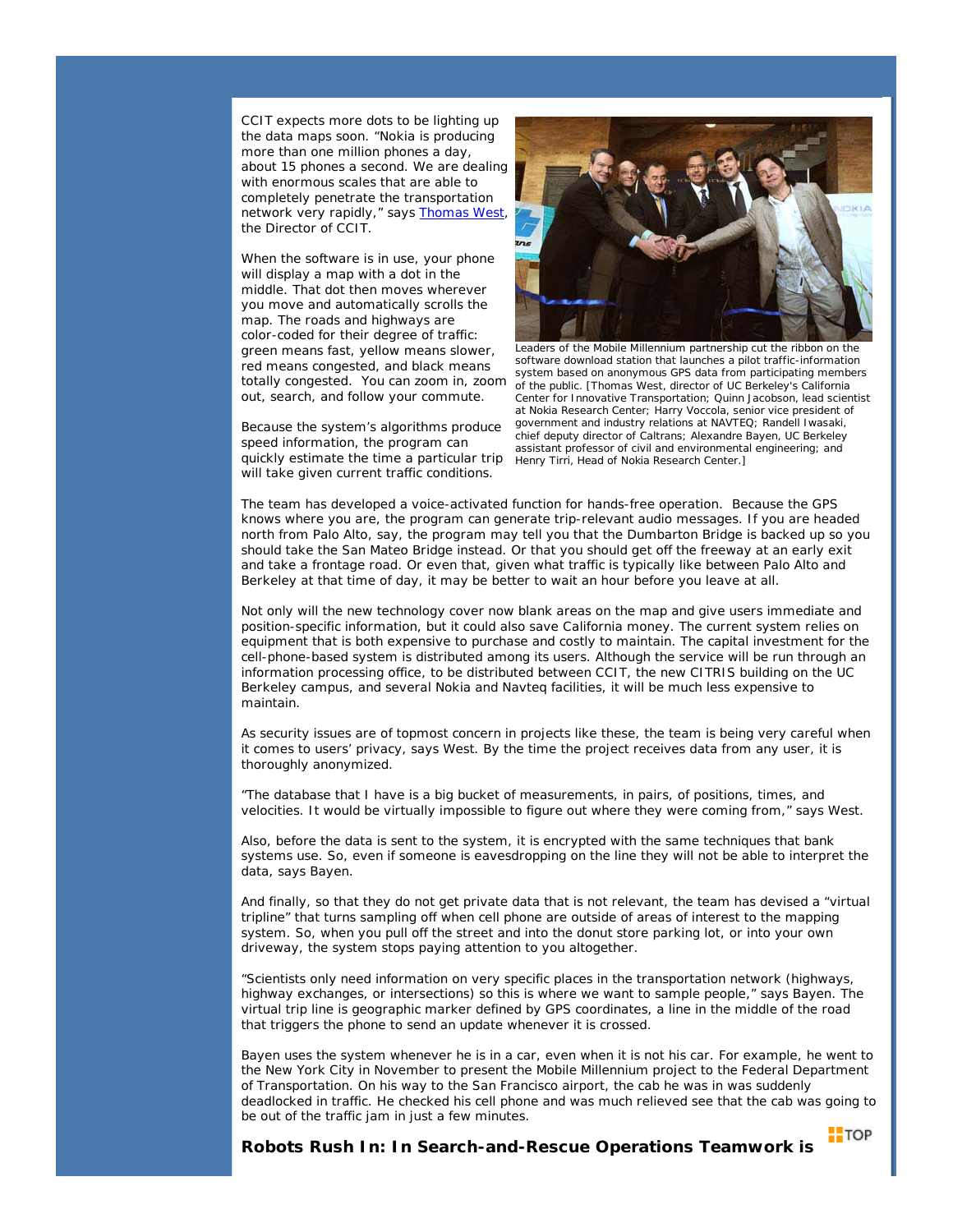CCIT expects more dots to be lighting up the data maps soon. "Nokia is producing more than one million phones a day, about 15 phones a second. We are dealing with enormous scales that are able to completely penetrate the transportation network very rapidly," says Thomas West, the Director of CCIT.

When the software is in use, your phone will display a map with a dot in the middle. That dot then moves wherever you move and automatically scrolls the map. The roads and highways are color-coded for their degree of traffic: green means fast, yellow means slower, red means congested, and black means totally congested. You can zoom in, zoom out, search, and follow your commute.

Because the system's algorithms produce speed information, the program can quickly estimate the time a particular trip will take given current traffic conditions.

Leaders of the Mobile Millennium partnership cut the ribbon on the software download station that launches a pilot traffic-information system based on anonymous GPS data from participating members of the public. [Thomas West, director of UC Berkeley's California Center for Innovative Transportation; Quinn Jacobson, lead scientist at Nokia Research Center; Harry Voccola, senior vice president of government and industry relations at NAVTEQ; Randell Iwasaki, chief deputy director of Caltrans; Alexandre Bayen, UC Berkeley assistant professor of civil and environmental engineering; and Henry Tirri, Head of Nokia Research Center.]

The team has developed a voice-activated function for hands-free operation. Because the GPS knows where you are, the program can generate trip-relevant audio messages. If you are headed north from Palo Alto, say, the program may tell you that the Dumbarton Bridge is backed up so you should take the San Mateo Bridge instead. Or that you should get off the freeway at an early exit and take a frontage road. Or even that, given what traffic is typically like between Palo Alto and Berkeley at that time of day, it may be better to wait an hour before you leave at all.

Not only will the new technology cover now blank areas on the map and give users immediate and position-specific information, but it could also save California money. The current system relies on equipment that is both expensive to purchase and costly to maintain. The capital investment for the cell-phone-based system is distributed among its users. Although the service will be run through an information processing office, to be distributed between CCIT, the new CITRIS building on the UC Berkeley campus, and several Nokia and Navteq facilities, it will be much less expensive to maintain.

As security issues are of topmost concern in projects like these, the team is being very careful when it comes to users' privacy, says West. By the time the project receives data from any user, it is thoroughly anonymized.

"The database that I have is a big bucket of measurements, in pairs, of positions, times, and velocities. It would be virtually impossible to figure out where they were coming from," says West.

Also, before the data is sent to the system, it is encrypted with the same techniques that bank systems use. So, even if someone is eavesdropping on the line they will not be able to interpret the data, says Bayen.

And finally, so that they do not get private data that is not relevant, the team has devised a "virtual tripline" that turns sampling off when cell phone are outside of areas of interest to the mapping system. So, when you pull off the street and into the donut store parking lot, or into your own driveway, the system stops paying attention to you altogether.

"Scientists only need information on very specific places in the transportation network (highways, highway exchanges, or intersections) so this is where we want to sample people," says Bayen. The virtual trip line is geographic marker defined by GPS coordinates, a line in the middle of the road that triggers the phone to send an update whenever it is crossed.

Bayen uses the system whenever he is in a car, even when it is not his car. For example, he went to the New York City in November to present the Mobile Millennium project to the Federal Department of Transportation. On his way to the San Francisco airport, the cab he was in was suddenly deadlocked in traffic. He checked his cell phone and was much relieved see that the cab was going to be out of the traffic jam in just a few minutes.

TOP

**Robots Rush In: In Search-and-Rescue Operations Teamwork is**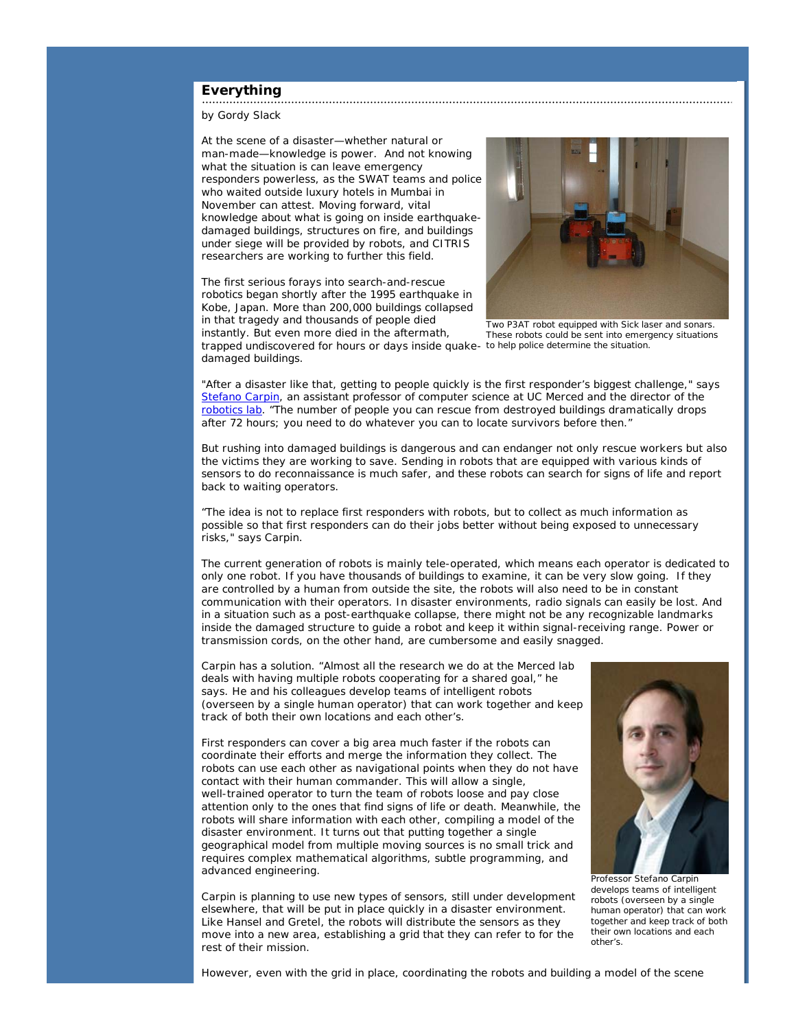## Everything

by Gordy Slack

At the scene of a disaster—whether natural or man-made—knowledge is power. And not knowing what the situation is can leave emergency responders powerless, as the SWAT teams and police who waited outside luxury hotels in Mumbai in November can attest. Moving forward, vital knowledge about what is going on inside earthquake-damaged buildings, structures on fire, and buildings under siege will be provided by robots, and CITRIS researchers are working to further this field.

Two P3AT robot equipped with Sick laser and sonars. These robots could be sent into emergency situations to help police determine the situation.

The first serious forays into search-and-rescue robotics began shortly after the 1995 earthquake in Kobe, Japan. More than 200,000 buildings collapsed in that tragedy and thousands of people died instantly. But even more died in the aftermath, trapped undiscovered for hours or days inside quake-damaged buildings.

"After a disaster like that, getting to people quickly is the first responder's biggest challenge," says Stefano Carpin, an assistant professor of computer science at UC Merced and the director of the robotics lab. "The number of people you can rescue from destroyed buildings dramatically drops after 72 hours; you need to do whatever you can to locate survivors before then."

But rushing into damaged buildings is dangerous and can endanger not only rescue workers but also the victims they are working to save. Sending in robots that are equipped with various kinds of sensors to do reconnaissance is much safer, and these robots can search for signs of life and report back to waiting operators.

"The idea is not to replace first responders with robots, but to collect as much information as possible so that first responders can do their jobs better without being exposed to unnecessary risks," says Carpin.

The current generation of robots is mainly tele-operated, which means each operator is dedicated to only one robot. If you have thousands of buildings to examine, it can be very slow going. If they are controlled by a human from outside the site, the robots will also need to be in constant communication with their operators. In disaster environments, radio signals can easily be lost. And in a situation such as a post-earthquake collapse, there might not be any recognizable landmarks inside the damaged structure to guide a robot and keep it within signal-receiving range. Power or transmission cords, on the other hand, are cumbersome and easily snagged.

Carpin has a solution. "Almost all the research we do at the Merced lab deals with having multiple robots cooperating for a shared goal," he says. He and his colleagues develop teams of intelligent robots (overseen by a single human operator) that can work together and keep track of both their own locations and each other's.

First responders can cover a big area much faster if the robots can coordinate their efforts and merge the information they collect. The robots can use each other as navigational points when they do not have contact with their human commander. This will allow a single, well-trained operator to turn the team of robots loose and pay close attention only to the ones that find signs of life or death. Meanwhile, the robots will share information with each other, compiling a model of the disaster environment. It turns out that putting together a single geographical model from multiple moving sources is no small trick and requires complex mathematical algorithms, subtle programming, and advanced engineering.

Professor Stefano Carpin develops teams of intelligent robots (overseen by a single human operator) that can work together and keep track of both their own locations and each other's.

Carpin is planning to use new types of sensors, still under development elsewhere, that will be put in place quickly in a disaster environment. Like Hansel and Gretel, the robots will distribute the sensors as they move into a new area, establishing a grid that they can refer to for the rest of their mission.

However, even with the grid in place, coordinating the robots and building a model of the scene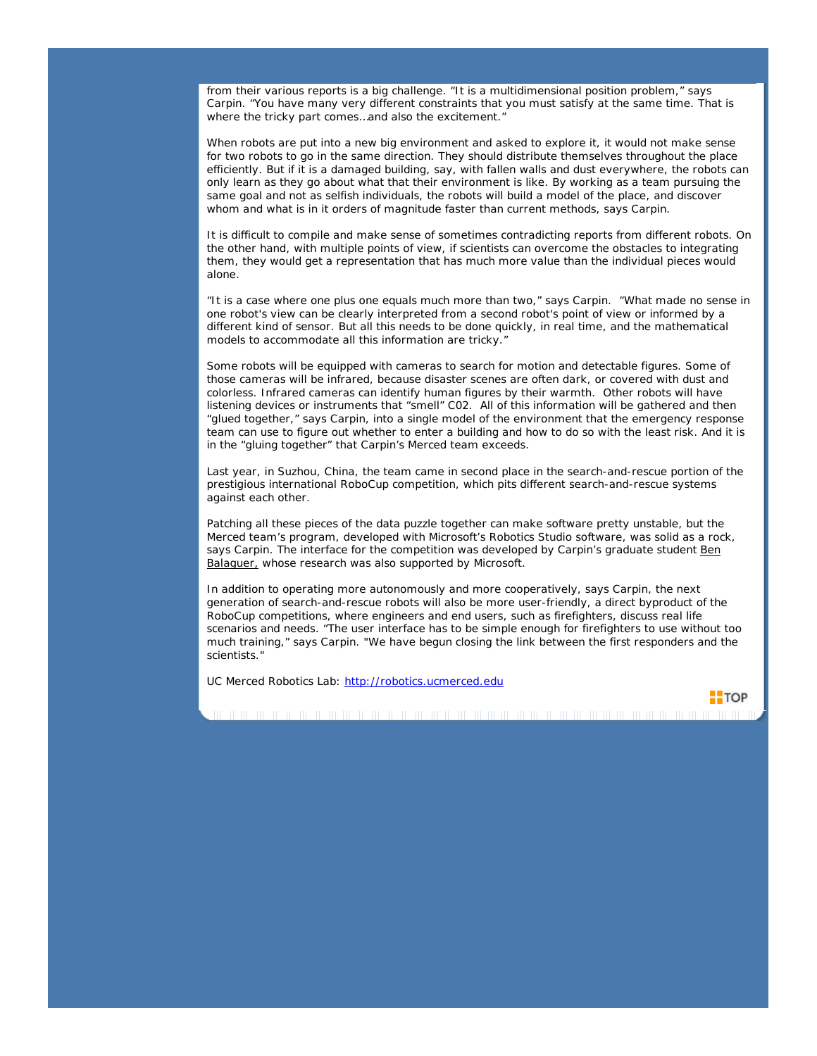from their various reports is a big challenge. "It is a multidimensional position problem," says Carpin. "You have many very different constraints that you must satisfy at the same time. That is where the tricky part comes...and also the excitement."

When robots are put into a new big environment and asked to explore it, it would not make sense for two robots to go in the same direction. They should distribute themselves throughout the place efficiently. But if it is a damaged building, say, with fallen walls and dust everywhere, the robots can only learn as they go about what that their environment is like. By working as a team pursuing the same goal and not as selfish individuals, the robots will build a model of the place, and discover whom and what is in it orders of magnitude faster than current methods, says Carpin.

It is difficult to compile and make sense of sometimes contradicting reports from different robots. On the other hand, with multiple points of view, if scientists can overcome the obstacles to integrating them, they would get a representation that has much more value than the individual pieces would alone.

"It is a case where one plus one equals much more than two," says Carpin. "What made no sense in one robot's view can be clearly interpreted from a second robot's point of view or informed by a different kind of sensor. But all this needs to be done quickly, in real time, and the mathematical models to accommodate all this information are tricky."

Some robots will be equipped with cameras to search for motion and detectable figures. Some of those cameras will be infrared, because disaster scenes are often dark, or covered with dust and colorless. Infrared cameras can identify human figures by their warmth. Other robots will have listening devices or instruments that "smell" C02. All of this information will be gathered and then "glued together," says Carpin, into a single model of the environment that the emergency response team can use to figure out whether to enter a building and how to do so with the least risk. And it is in the "gluing together" that Carpin's Merced team exceeds.

Last year, in Suzhou, China, the team came in second place in the search-and-rescue portion of the prestigious international RoboCup competition, which pits different search-and-rescue systems against each other.

Patching all these pieces of the data puzzle together can make software pretty unstable, but the Merced team's program, developed with Microsoft's Robotics Studio software, was solid as a rock, says Carpin. The interface for the competition was developed by Carpin's graduate student Ben Balaguer, whose research was also supported by Microsoft.

In addition to operating more autonomously and more cooperatively, says Carpin, the next generation of search-and-rescue robots will also be more user-friendly, a direct byproduct of the RoboCup competitions, where engineers and end users, such as firefighters, discuss real life scenarios and needs. "The user interface has to be simple enough for firefighters to use without too much training," says Carpin. "We have begun closing the link between the first responders and the scientists."

UC Merced Robotics Lab: [http://robotics.ucmerced.edu](http://robotics.ucmerced.edu)

TOP